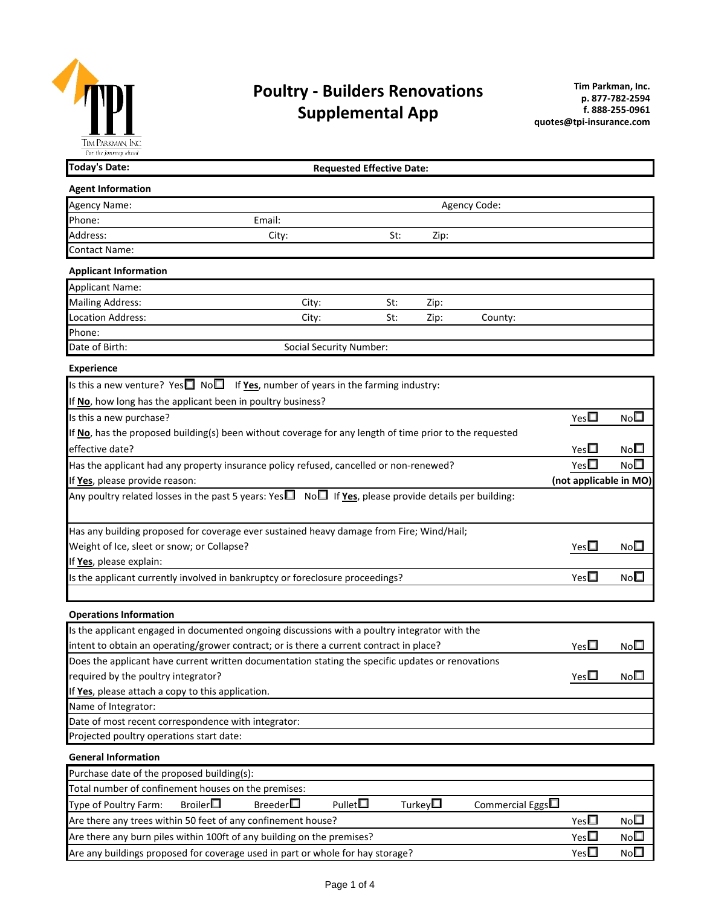# Poultry - Builders Renovations Supplemental App

**Tim Parkman, Inc.**
**p. 877-782-2594**
**f. 888-255-0961**
**quotes@tpi-insurance.com**

TIM PARKMAN, INC
*For the journey ahead*

| **Today's Date:** | **Requested Effective Date:** |
|---|---|

### Agent Information

| | | | |
|---|---|---|---|
| Agency Name: | | Agency Code: | |
| Phone: | Email: | | |
| Address: | City: | St: | Zip: |
| Contact Name: | | | |

### Applicant Information

| | | | | |
|---|---|---|---|---|
| Applicant Name: | | | | |
| Mailing Address: | City: | St: | Zip: | |
| Location Address: | City: | St: | Zip: | County: |
| Phone: | | | | |
| Date of Birth: | Social Security Number: | | | |

### Experience

| | | |
|---|---|---|
| Is this a new venture? Yes☐ No☐ If **Yes**, number of years in the farming industry: | | |
| If **No**, how long has the applicant been in poultry business? | | |
| Is this a new purchase? | Yes☐ | No☐ |
| If **No**, has the proposed building(s) been without coverage for any length of time prior to the requested effective date? | Yes☐ | No☐ |
| Has the applicant had any property insurance policy refused, cancelled or non-renewed? | Yes☐ | No☐ |
| If **Yes**, please provide reason: | **(not applicable in MO)** | |
| Any poultry related losses in the past 5 years: Yes☐ No☐ If **Yes**, please provide details per building: | | |
| Has any building proposed for coverage ever sustained heavy damage from Fire; Wind/Hail; Weight of Ice, sleet or snow; or Collapse? | Yes☐ | No☐ |
| If **Yes**, please explain: | | |
| Is the applicant currently involved in bankruptcy or foreclosure proceedings? | Yes☐ | No☐ |

### Operations Information

| | | |
|---|---|---|
| Is the applicant engaged in documented ongoing discussions with a poultry integrator with the intent to obtain an operating/grower contract; or is there a current contract in place? | Yes☐ | No☐ |
| Does the applicant have current written documentation stating the specific updates or renovations required by the poultry integrator? | Yes☐ | No☐ |
| If **Yes**, please attach a copy to this application. | | |
| Name of Integrator: | | |
| Date of most recent correspondence with integrator: | | |
| Projected poultry operations start date: | | |

### General Information

| | | |
|---|---|---|
| Purchase date of the proposed building(s): | | |
| Total number of confinement houses on the premises: | | |
| Type of Poultry Farm: Broiler☐ Breeder☐ Pullet☐ Turkey☐ Commercial Eggs☐ | | |
| Are there any trees within 50 feet of any confinement house? | Yes☐ | No☐ |
| Are there any burn piles within 100ft of any building on the premises? | Yes☐ | No☐ |
| Are any buildings proposed for coverage used in part or whole for hay storage? | Yes☐ | No☐ |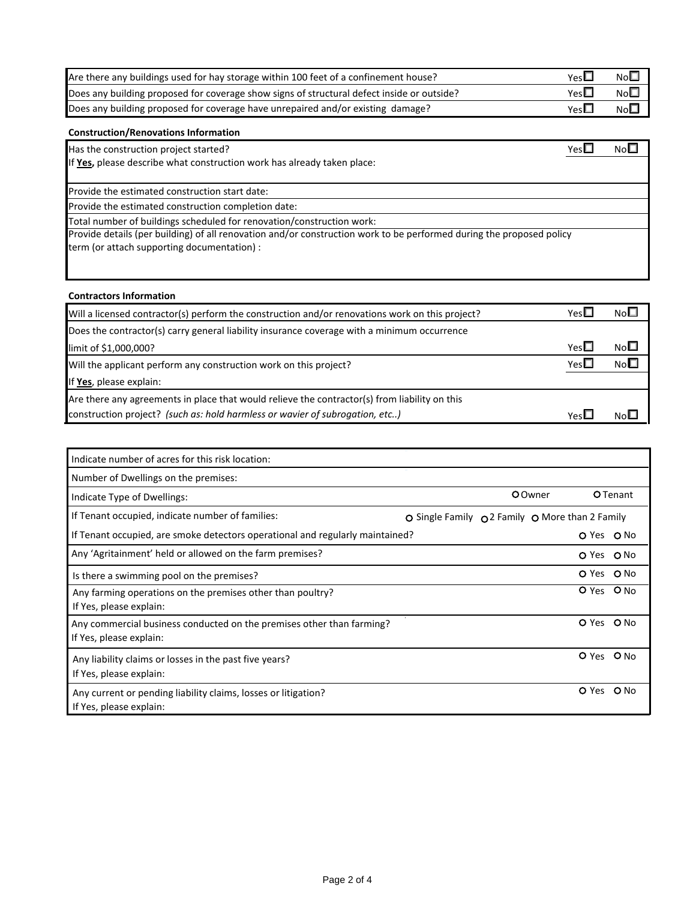| | | |
|---|---|---|
| Are there any buildings used for hay storage within 100 feet of a confinement house? | Yes ☐ | No ☐ |
| Does any building proposed for coverage show signs of structural defect inside or outside? | Yes ☐ | No ☐ |
| Does any building proposed for coverage have unrepaired and/or existing damage? | Yes ☐ | No ☐ |

**Construction/Renovations Information**

| | | |
|---|---|---|
| Has the construction project started? | Yes ☐ | No ☐ |
| If **Yes,** please describe what construction work has already taken place: | | |
| Provide the estimated construction start date: | | |
| Provide the estimated construction completion date: | | |
| Total number of buildings scheduled for renovation/construction work: | | |
| Provide details (per building) of all renovation and/or construction work to be performed during the proposed policy term (or attach supporting documentation) : | | |

**Contractors Information**

| | | |
|---|---|---|
| Will a licensed contractor(s) perform the construction and/or renovations work on this project? | Yes ☐ | No ☐ |
| Does the contractor(s) carry general liability insurance coverage with a minimum occurrence limit of $1,000,000? | Yes ☐ | No ☐ |
| Will the applicant perform any construction work on this project? | Yes ☐ | No ☐ |
| If **Yes**, please explain: | | |
| Are there any agreements in place that would relieve the contractor(s) from liability on this construction project? *(such as: hold harmless or wavier of subrogation, etc..)* | Yes ☐ | No ☐ |

| | |
|---|---|
| Indicate number of acres for this risk location: | |
| Number of Dwellings on the premises: | |
| Indicate Type of Dwellings: | ○ Owner ○ Tenant |
| If Tenant occupied, indicate number of families: | ○ Single Family ○ 2 Family ○ More than 2 Family |
| If Tenant occupied, are smoke detectors operational and regularly maintained? | ○ Yes ○ No |
| Any 'Agritainment' held or allowed on the farm premises? | ○ Yes ○ No |
| Is there a swimming pool on the premises? | ○ Yes ○ No |
| Any farming operations on the premises other than poultry?<br>If Yes, please explain: | ○ Yes ○ No |
| Any commercial business conducted on the premises other than farming?<br>If Yes, please explain: | ○ Yes ○ No |
| Any liability claims or losses in the past five years?<br>If Yes, please explain: | ○ Yes ○ No |
| Any current or pending liability claims, losses or litigation?<br>If Yes, please explain: | ○ Yes ○ No |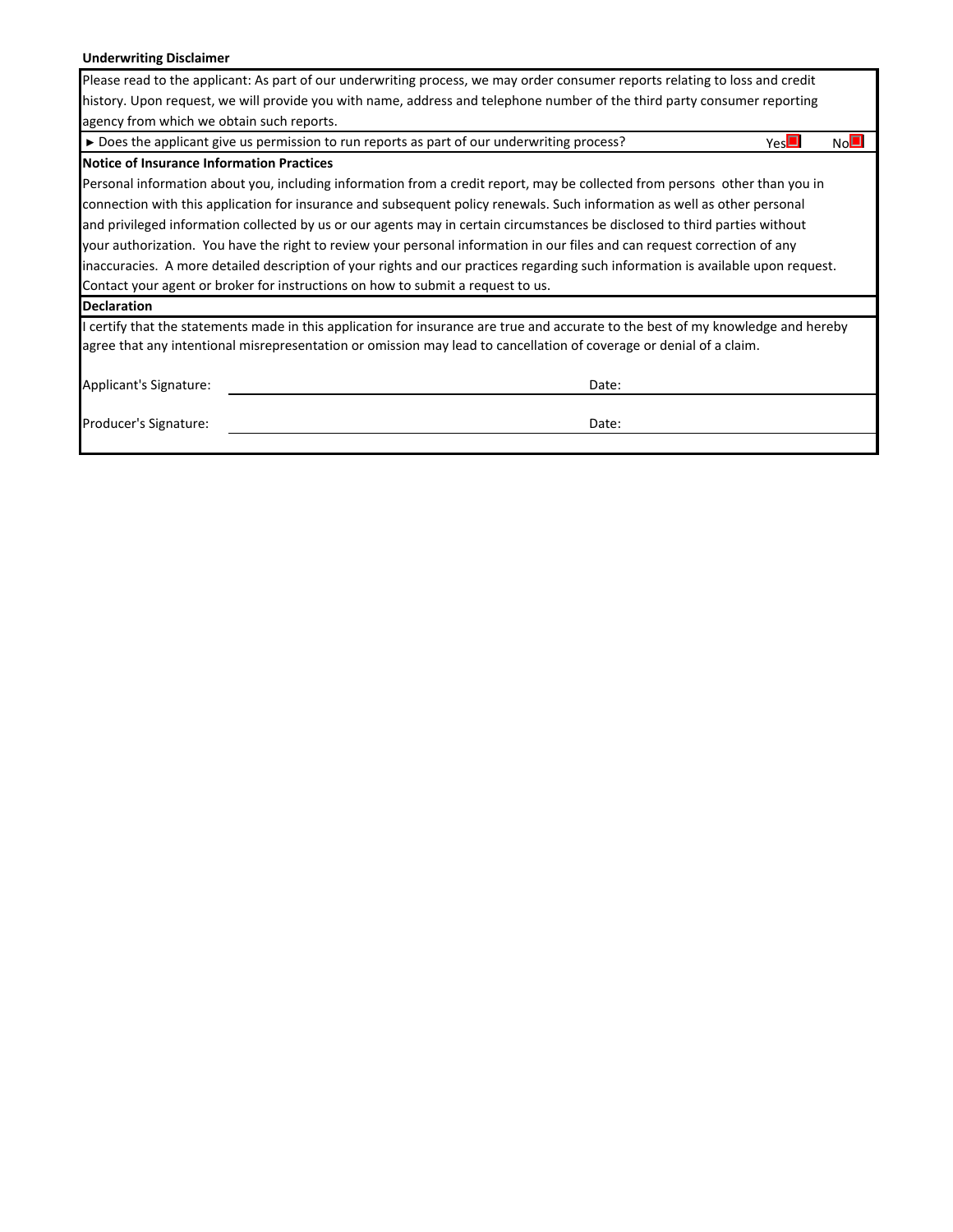**Underwriting Disclaimer**

Please read to the applicant: As part of our underwriting process, we may order consumer reports relating to loss and credit history. Upon request, we will provide you with name, address and telephone number of the third party consumer reporting agency from which we obtain such reports.

► Does the applicant give us permission to run reports as part of our underwriting process? Yes ☐ No ☐

**Notice of Insurance Information Practices**

Personal information about you, including information from a credit report, may be collected from persons other than you in connection with this application for insurance and subsequent policy renewals. Such information as well as other personal and privileged information collected by us or our agents may in certain circumstances be disclosed to third parties without your authorization. You have the right to review your personal information in our files and can request correction of any inaccuracies. A more detailed description of your rights and our practices regarding such information is available upon request. Contact your agent or broker for instructions on how to submit a request to us.

**Declaration**

I certify that the statements made in this application for insurance are true and accurate to the best of my knowledge and hereby agree that any intentional misrepresentation or omission may lead to cancellation of coverage or denial of a claim.

Applicant's Signature: ______________________ Date: ______________

Producer's Signature: ______________________ Date: ______________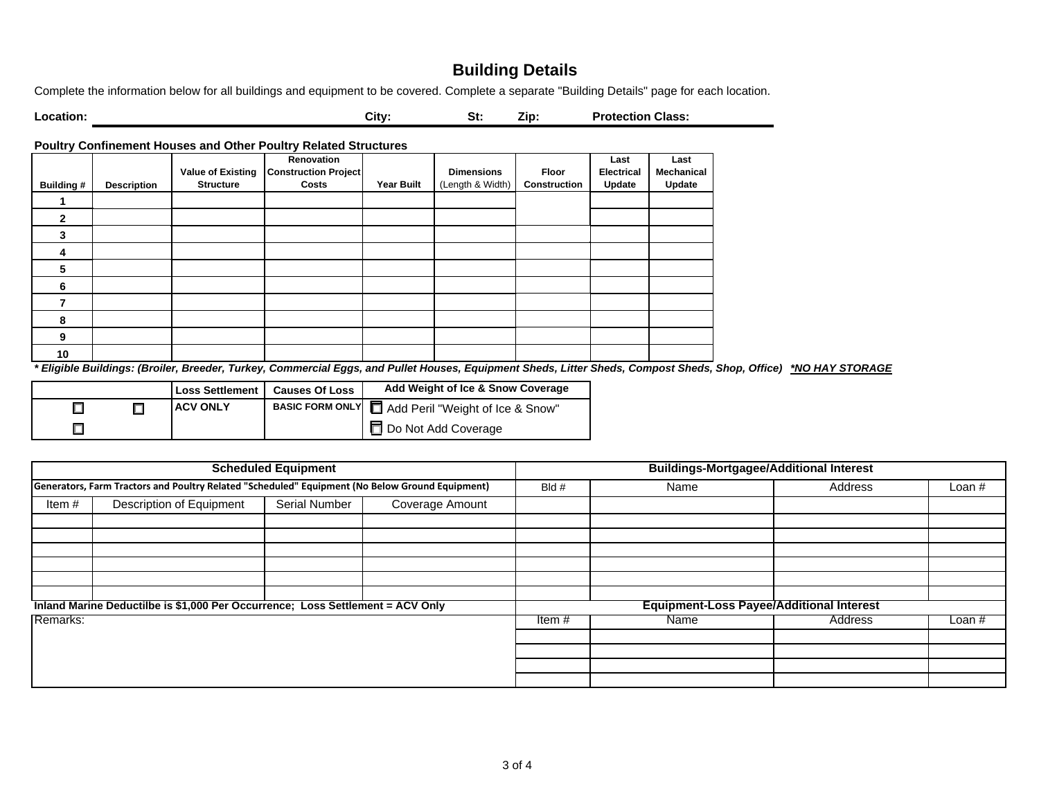# Building Details

Complete the information below for all buildings and equipment to be covered. Complete a separate "Building Details" page for each location.

**Location:** ______________________ **City:** ________ **St:** ________ **Zip:** ________ **Protection Class:** ________

**Poultry Confinement Houses and Other Poultry Related Structures**

| Building # | Description | Value of Existing Structure | Renovation Construction Project Costs | Year Built | Dimensions (Length & Width) | Floor Construction | Last Electrical Update | Last Mechanical Update |
|---|---|---|---|---|---|---|---|---|
| 1 | | | | | | | | |
| 2 | | | | | | | | |
| 3 | | | | | | | | |
| 4 | | | | | | | | |
| 5 | | | | | | | | |
| 6 | | | | | | | | |
| 7 | | | | | | | | |
| 8 | | | | | | | | |
| 9 | | | | | | | | |
| 10 | | | | | | | | |

***\* Eligible Buildings: (Broiler, Breeder, Turkey, Commercial Eggs, and Pullet Houses, Equipment Sheds, Litter Sheds, Compost Sheds, Shop, Office)*** ***\*NO HAY STORAGE***

| | | Loss Settlement | Causes Of Loss | Add Weight of Ice & Snow Coverage |
|---|---|---|---|---|
| ☐ | ☐ | **ACV ONLY** | **BASIC FORM ONLY** | ☐ Add Peril "Weight of Ice & Snow" |
| ☐ | | | | ☐ Do Not Add Coverage |

| Scheduled Equipment | | | |
|---|---|---|---|
| **Generators, Farm Tractors and Poultry Related "Scheduled" Equipment (No Below Ground Equipment)** | | | |
| Item # | Description of Equipment | Serial Number | Coverage Amount |
| | | | |
| | | | |
| | | | |
| | | | |
| | | | |
| | | | |

**Inland Marine Deductilbe is $1,000 Per Occurrence; Loss Settlement = ACV Only**

Remarks:

| Buildings-Mortgagee/Additional Interest | | | |
|---|---|---|---|
| Bld # | Name | Address | Loan # |
| | | | |
| | | | |
| | | | |
| | | | |
| | | | |
| | | | |
| | | | |

| Equipment-Loss Payee/Additional Interest | | | |
|---|---|---|---|
| Item # | Name | Address | Loan # |
| | | | |
| | | | |
| | | | |
| | | | |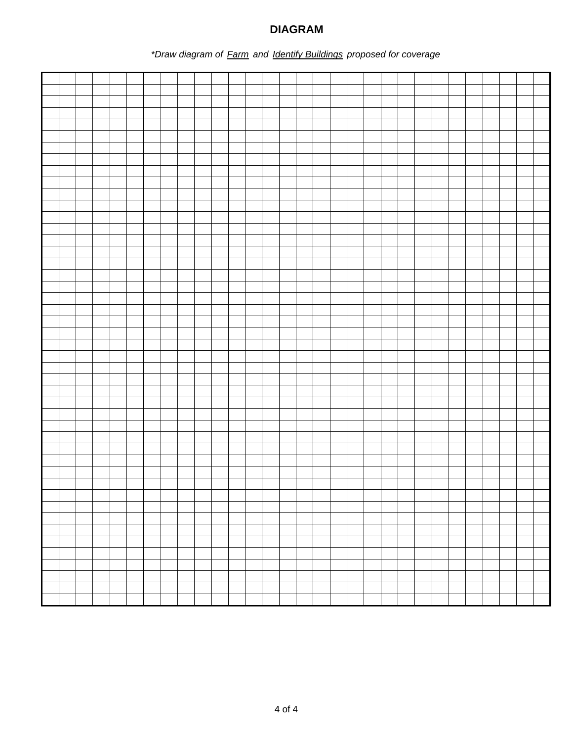## DIAGRAM

*\*Draw diagram of <u>Farm</u> and <u>Identify Buildings</u> proposed for coverage*